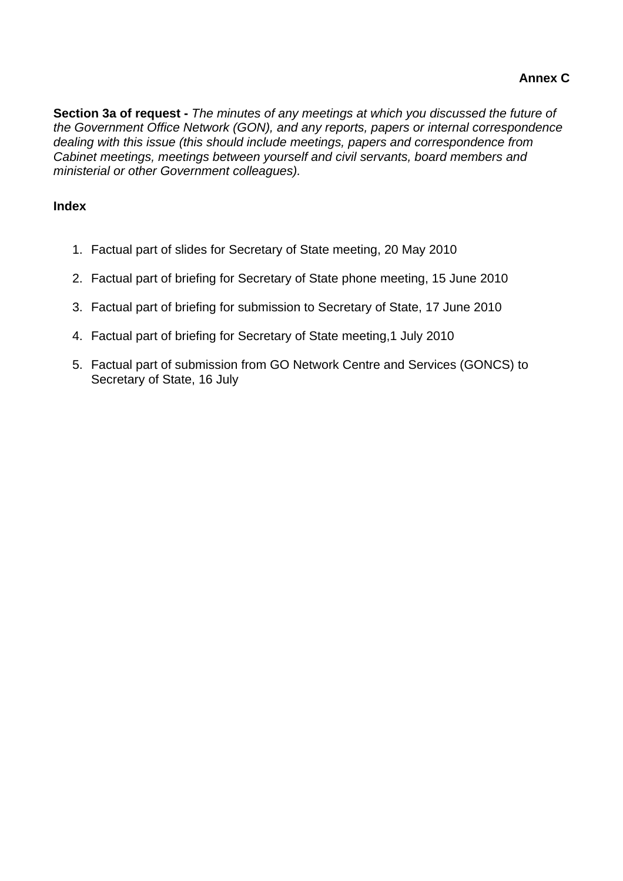**Annex C**

**Section 3a of request -** *The minutes of any meetings at which you discussed the future of the Government Office Network (GON), and any reports, papers or internal correspondence dealing with this issue (this should include meetings, papers and correspondence from Cabinet meetings, meetings between yourself and civil servants, board members and ministerial or other Government colleagues).*

**Index**

1. Factual part of slides for Secretary of State meeting, 20 May 2010
2. Factual part of briefing for Secretary of State phone meeting, 15 June 2010
3. Factual part of briefing for submission to Secretary of State, 17 June 2010
4. Factual part of briefing for Secretary of State meeting,1 July 2010
5. Factual part of submission from GO Network Centre and Services (GONCS) to Secretary of State, 16 July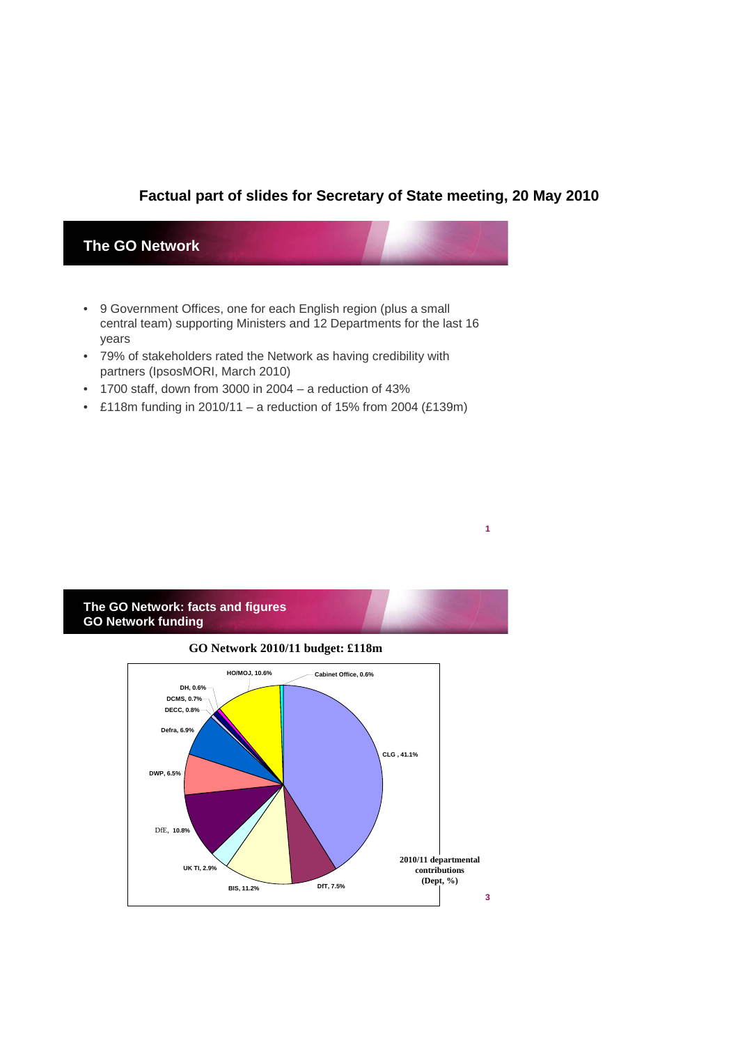# Factual part of slides for Secretary of State meeting, 20 May 2010

## The GO Network

- 9 Government Offices, one for each English region (plus a small central team) supporting Ministers and 12 Departments for the last 16 years
- 79% of stakeholders rated the Network as having credibility with partners (IpsosMORI, March 2010)
- 1700 staff, down from 3000 in 2004 – a reduction of 43%
- £118m funding in 2010/11 – a reduction of 15% from 2004 (£139m)

## The GO Network: facts and figures
## GO Network funding

**GO Network 2010/11 budget: £118m**

HO/MOJ, 10.6%
Cabinet Office, 0.6%
DH, 0.6%
DCMS, 0.7%
DECC, 0.8%
Defra, 6.9%
CLG , 41.1%
DWP, 6.5%
DfE, 10.8%
UK TI, 2.9%
BIS, 11.2%
DfT, 7.5%

**2010/11 departmental contributions (Dept, %)**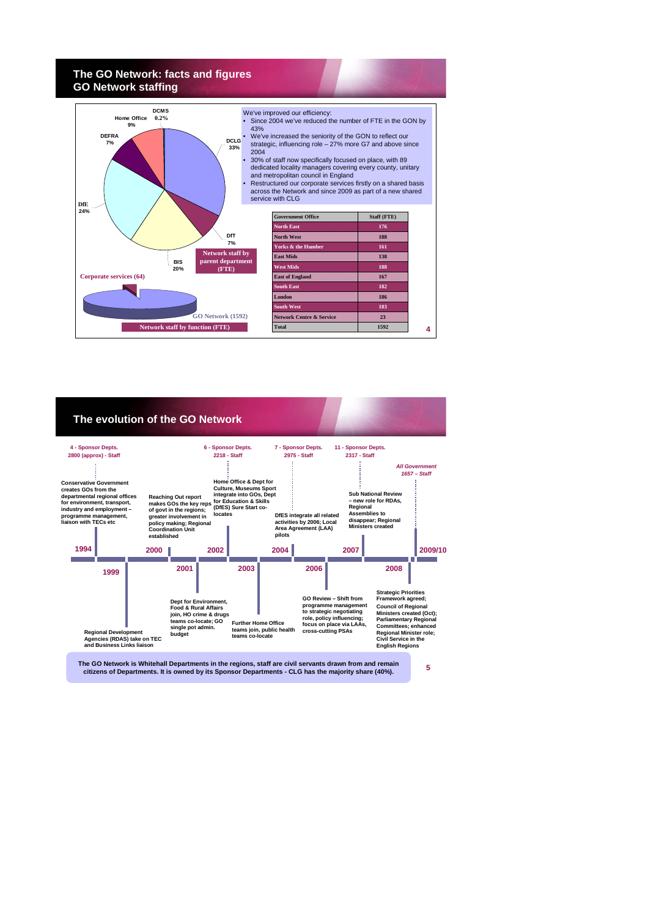# The GO Network: facts and figures
## GO Network staffing

**Network staff by parent department (FTE)**

- DCMS 0.2%
- Home Office 9%
- DEFRA 7%
- DCLG 33%
- DfE 24%
- DfT 7%
- BIS 20%

**Network staff by function (FTE)**

- Corporate services (64)
- GO Network (1592)

We've improved our efficiency:

- Since 2004 we've reduced the number of FTE in the GON by 43%
- We've increased the seniority of the GON to reflect our strategic, influencing role – 27% more G7 and above since 2004
- 30% of staff now specifically focused on place, with 89 dedicated locality managers covering every county, unitary and metropolitan council in England
- Restructured our corporate services firstly on a shared basis across the Network and since 2009 as part of a new shared service with CLG

| Government Office | Staff (FTE) |
|---|---|
| North East | 176 |
| North West | 188 |
| Yorks & the Humber | 161 |
| East Mids | 138 |
| West Mids | 188 |
| East of England | 167 |
| South East | 182 |
| London | 186 |
| South West | 183 |
| Network Centre & Service | 23 |
| Total | 1592 |

# The evolution of the GO Network

- **1994** – 4 - Sponsor Depts. 2800 (approx) - Staff. Conservative Government creates GOs from the departmental regional offices for environment, transport, industry and employment – programme management, liaison with TECs etc
- **1999** – Regional Development Agencies (RDAS) take on TEC and Business Links liaison
- **2000** – Reaching Out report makes GOs the key reps of govt in the regions; greater involvement in policy making; Regional Coordination Unit established
- **2001** – Dept for Environment, Food & Rural Affairs join, HO crime & drugs teams co-locate; GO single pot admin. budget
- **2002** – 6 - Sponsor Depts. 2218 - Staff. Home Office & Dept for Culture, Museums Sport integrate into GOs, Dept for Education & Skills (DfES) Sure Start co-locates
- **2003** – Further Home Office teams join, public health teams co-locate
- **2004** – 7 - Sponsor Depts. 2975 - Staff. DfES integrate all related activities by 2006; Local Area Agreement (LAA) pilots
- **2006** – GO Review – Shift from programme management to strategic negotiating role, policy influencing; focus on place via LAAs, cross-cutting PSAs
- **2007** – 11 - Sponsor Depts. 2317 - Staff. Sub National Review – new role for RDAs, Regional Assemblies to disappear; Regional Ministers created
- **2008** – Strategic Priorities Framework agreed; Council of Regional Ministers created (Oct); Parliamentary Regional Committees; enhanced Regional Minister role; Civil Service in the English Regions
- **2009/10** – *All Government 1657 – Staff*

**The GO Network is Whitehall Departments in the regions, staff are civil servants drawn from and remain citizens of Departments. It is owned by its Sponsor Departments - CLG has the majority share (40%).**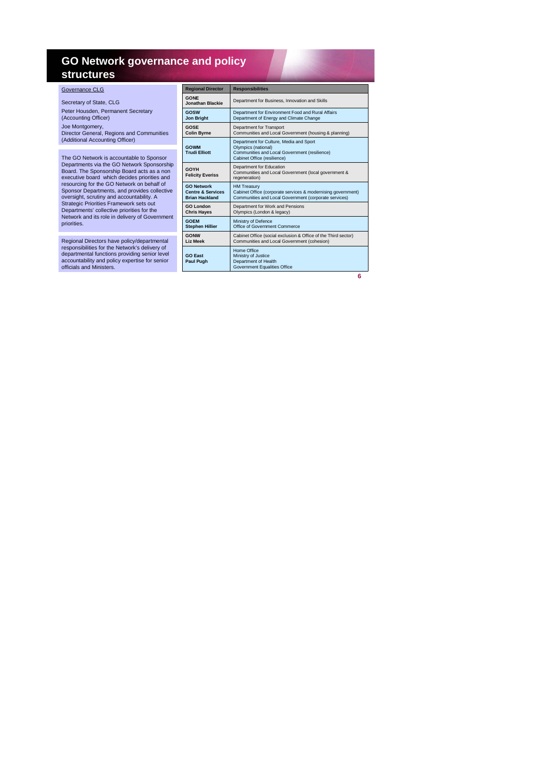# GO Network governance and policy structures

Governance CLG

Secretary of State, CLG

Peter Housden, Permanent Secretary (Accounting Officer)

Joe Montgomery,
Director General, Regions and Communities (Additional Accounting Officer)

The GO Network is accountable to Sponsor Departments via the GO Network Sponsorship Board. The Sponsorship Board acts as a non executive board which decides priorities and resourcing for the GO Network on behalf of Sponsor Departments, and provides collective oversight, scrutiny and accountability. A Strategic Priorities Framework sets out Departments' collective priorities for the Network and its role in delivery of Government priorities.

Regional Directors have policy/departmental responsibilities for the Network's delivery of departmental functions providing senior level accountability and policy expertise for senior officials and Ministers.

| Regional Director | Responsibilities |
|---|---|
| **GONE**<br>**Jonathan Blackie** | Department for Business, Innovation and Skills |
| **GOSW**<br>**Jon Bright** | Department for Environment Food and Rural Affairs<br>Department of Energy and Climate Change |
| **GOSE**<br>**Colin Byrne** | Department for Transport<br>Communities and Local Government (housing & planning) |
| **GOWM**<br>**Trudi Elliott** | Department for Culture, Media and Sport<br>Olympics (national)<br>Communities and Local Government (resilience)<br>Cabinet Office (resilience) |
| **GOYH**<br>**Felicity Everiss** | Department for Education<br>Communities and Local Government (local government & regeneration) |
| **GO Network Centre & Services**<br>**Brian Hackland** | HM Treasury<br>Cabinet Office (corporate services & modernising government)<br>Communities and Local Government (corporate services) |
| **GO London**<br>**Chris Hayes** | Department for Work and Pensions<br>Olympics (London & legacy) |
| **GOEM**<br>**Stephen Hillier** | Ministry of Defence<br>Office of Government Commerce |
| **GONW**<br>**Liz Meek** | Cabinet Office (social exclusion & Office of the Third sector)<br>Communities and Local Government (cohesion) |
| **GO East**<br>**Paul Pugh** | Home Office<br>Ministry of Justice<br>Department of Health<br>Government Equalities Office |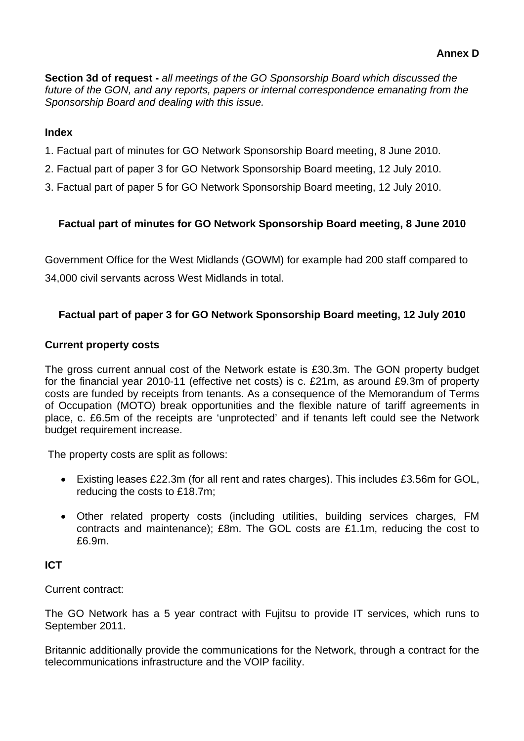**Annex D**

**Section 3d of request -** *all meetings of the GO Sponsorship Board which discussed the future of the GON, and any reports, papers or internal correspondence emanating from the Sponsorship Board and dealing with this issue.*

**Index**

1. Factual part of minutes for GO Network Sponsorship Board meeting, 8 June 2010.
2. Factual part of paper 3 for GO Network Sponsorship Board meeting, 12 July 2010.
3. Factual part of paper 5 for GO Network Sponsorship Board meeting, 12 July 2010.

## Factual part of minutes for GO Network Sponsorship Board meeting, 8 June 2010

Government Office for the West Midlands (GOWM) for example had 200 staff compared to 34,000 civil servants across West Midlands in total.

## Factual part of paper 3 for GO Network Sponsorship Board meeting, 12 July 2010

**Current property costs**

The gross current annual cost of the Network estate is £30.3m. The GON property budget for the financial year 2010-11 (effective net costs) is c. £21m, as around £9.3m of property costs are funded by receipts from tenants. As a consequence of the Memorandum of Terms of Occupation (MOTO) break opportunities and the flexible nature of tariff agreements in place, c. £6.5m of the receipts are 'unprotected' and if tenants left could see the Network budget requirement increase.

The property costs are split as follows:

- Existing leases £22.3m (for all rent and rates charges). This includes £3.56m for GOL, reducing the costs to £18.7m;
- Other related property costs (including utilities, building services charges, FM contracts and maintenance); £8m. The GOL costs are £1.1m, reducing the cost to £6.9m.

**ICT**

Current contract:

The GO Network has a 5 year contract with Fujitsu to provide IT services, which runs to September 2011.

Britannic additionally provide the communications for the Network, through a contract for the telecommunications infrastructure and the VOIP facility.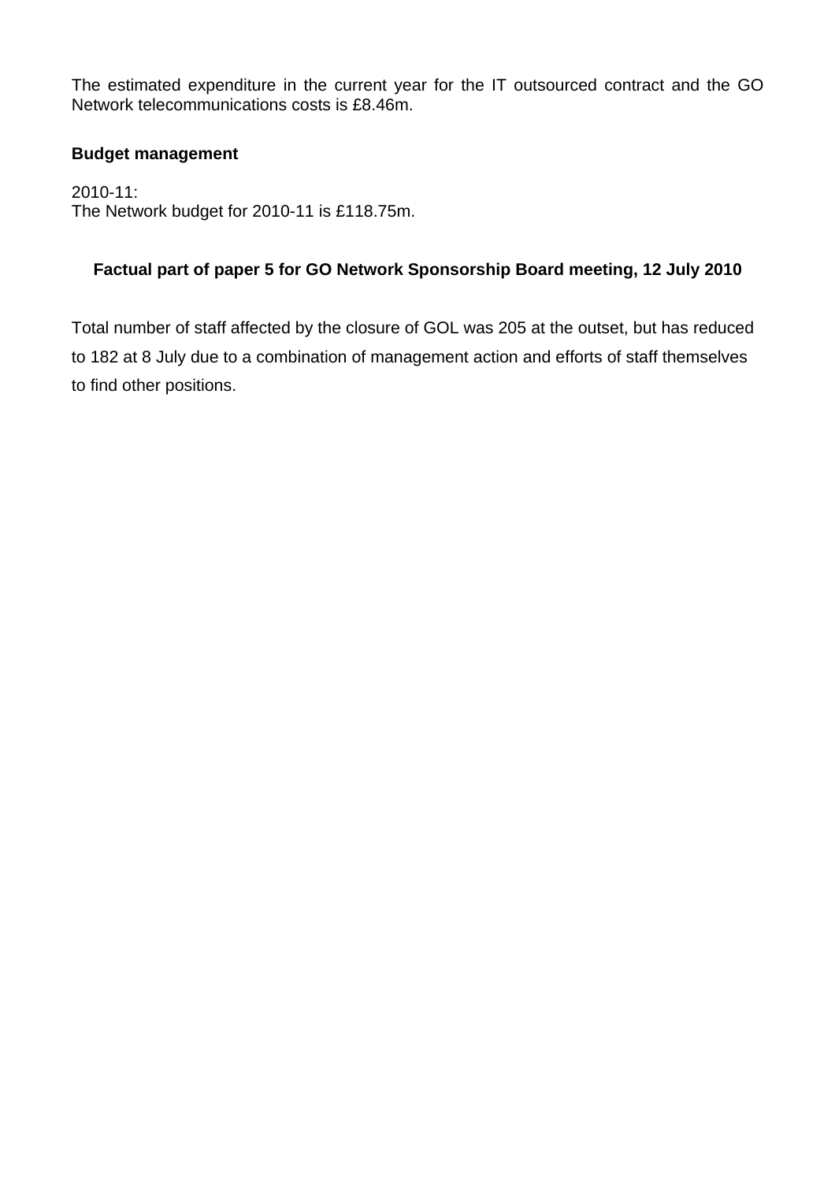The estimated expenditure in the current year for the IT outsourced contract and the GO Network telecommunications costs is £8.46m.

**Budget management**

2010-11:
The Network budget for 2010-11 is £118.75m.

**Factual part of paper 5 for GO Network Sponsorship Board meeting, 12 July 2010**

Total number of staff affected by the closure of GOL was 205 at the outset, but has reduced to 182 at 8 July due to a combination of management action and efforts of staff themselves to find other positions.